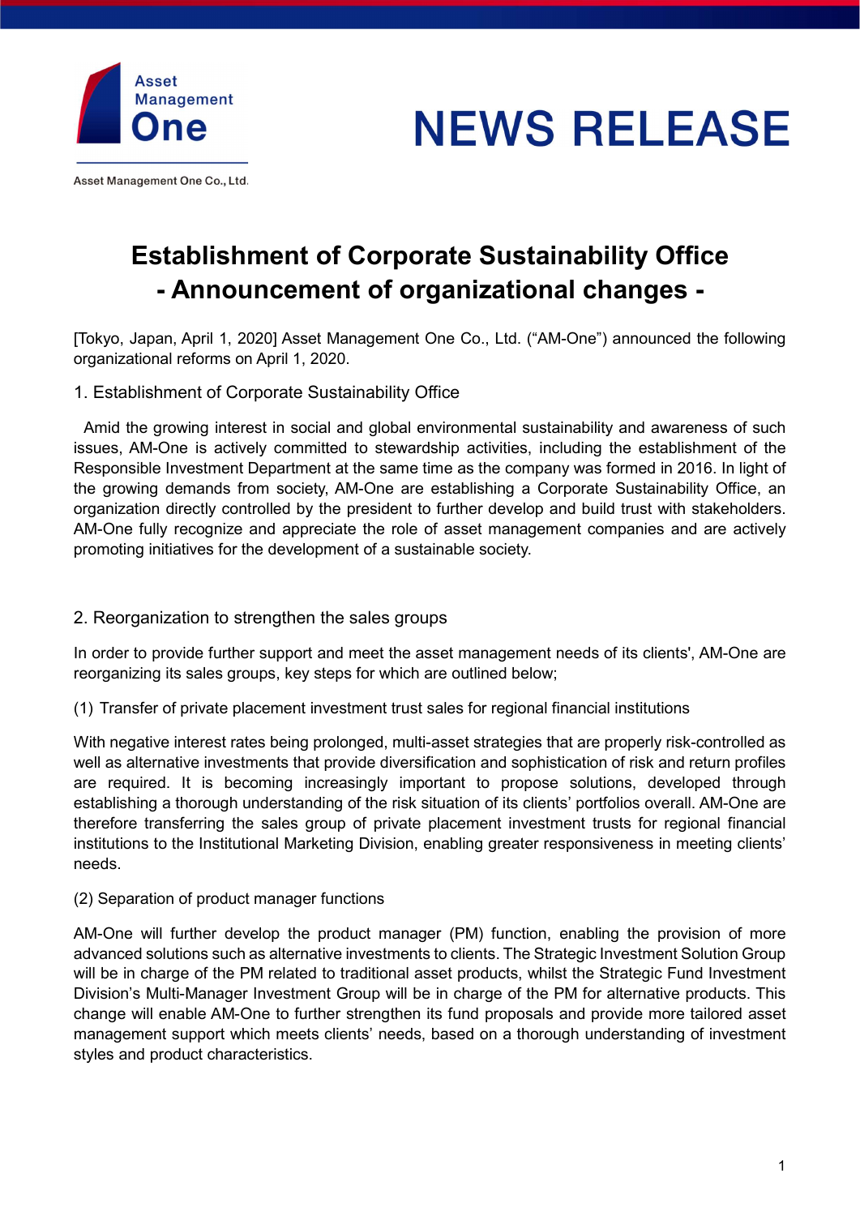Asset Management One

# NEWS RELEASE

Asset Management One Co., Ltd.

# Establishment of Corporate Sustainability Office
# - Announcement of organizational changes -

[Tokyo, Japan, April 1, 2020] Asset Management One Co., Ltd. ("AM-One") announced the following organizational reforms on April 1, 2020.

## 1. Establishment of Corporate Sustainability Office

Amid the growing interest in social and global environmental sustainability and awareness of such issues, AM-One is actively committed to stewardship activities, including the establishment of the Responsible Investment Department at the same time as the company was formed in 2016. In light of the growing demands from society, AM-One are establishing a Corporate Sustainability Office, an organization directly controlled by the president to further develop and build trust with stakeholders. AM-One fully recognize and appreciate the role of asset management companies and are actively promoting initiatives for the development of a sustainable society.

## 2. Reorganization to strengthen the sales groups

In order to provide further support and meet the asset management needs of its clients', AM-One are reorganizing its sales groups, key steps for which are outlined below;

### (1) Transfer of private placement investment trust sales for regional financial institutions

With negative interest rates being prolonged, multi-asset strategies that are properly risk-controlled as well as alternative investments that provide diversification and sophistication of risk and return profiles are required. It is becoming increasingly important to propose solutions, developed through establishing a thorough understanding of the risk situation of its clients' portfolios overall. AM-One are therefore transferring the sales group of private placement investment trusts for regional financial institutions to the Institutional Marketing Division, enabling greater responsiveness in meeting clients' needs.

### (2) Separation of product manager functions

AM-One will further develop the product manager (PM) function, enabling the provision of more advanced solutions such as alternative investments to clients. The Strategic Investment Solution Group will be in charge of the PM related to traditional asset products, whilst the Strategic Fund Investment Division's Multi-Manager Investment Group will be in charge of the PM for alternative products. This change will enable AM-One to further strengthen its fund proposals and provide more tailored asset management support which meets clients' needs, based on a thorough understanding of investment styles and product characteristics.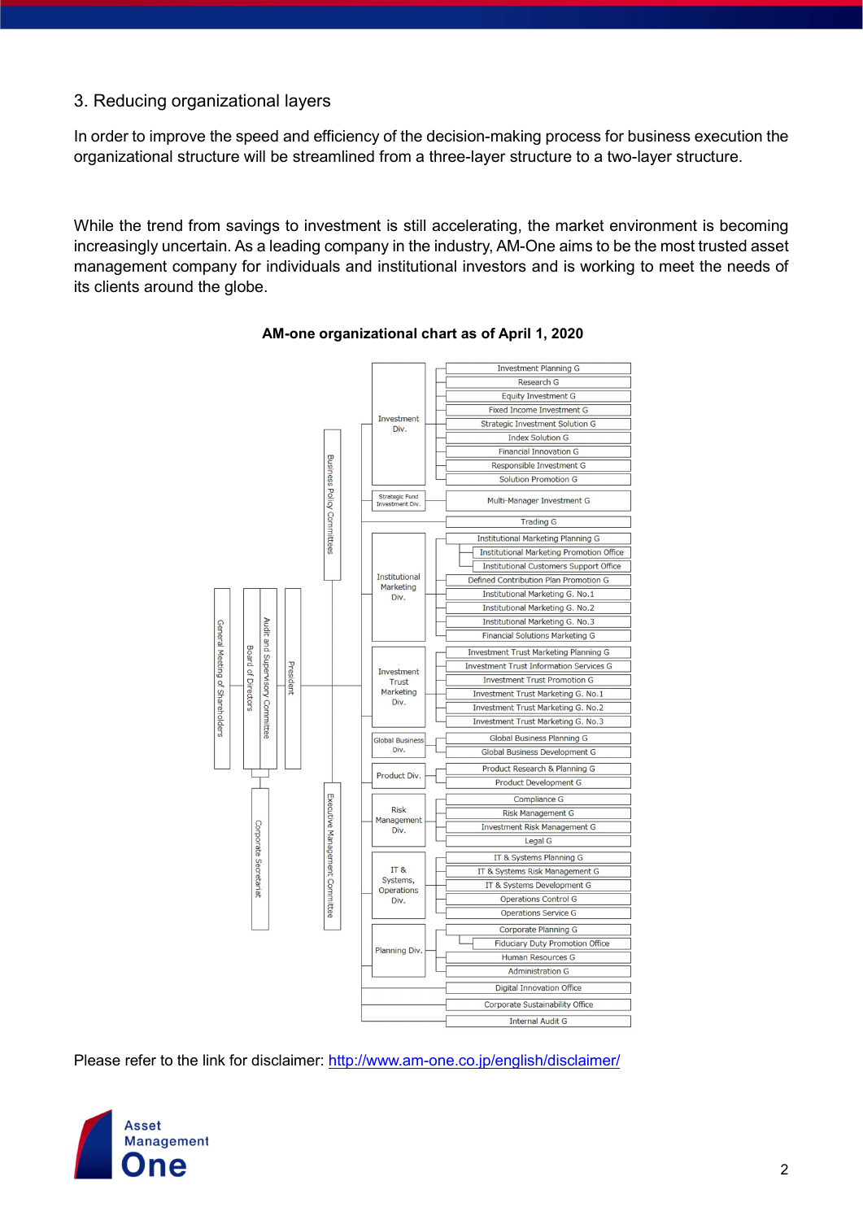## 3. Reducing organizational layers

In order to improve the speed and efficiency of the decision-making process for business execution the organizational structure will be streamlined from a three-layer structure to a two-layer structure.

While the trend from savings to investment is still accelerating, the market environment is becoming increasingly uncertain. As a leading company in the industry, AM-One aims to be the most trusted asset management company for individuals and institutional investors and is working to meet the needs of its clients around the globe.

**AM-one organizational chart as of April 1, 2020**

General Meeting of Shareholders
Board of Directors
Audit and Supervisory Committee
Corporate Secretariat
President
Business Policy Committees
Executive Management Committee

Investment Div.
Investment Planning G
Research G
Equity Investment G
Fixed Income Investment G
Strategic Investment Solution G
Index Solution G
Financial Innovation G
Responsible Investment G
Solution Promotion G

Strategic Fund Investment Div.
Multi-Manager Investment G

Trading G

Institutional Marketing Div.
Institutional Marketing Planning G
Institutional Marketing Promotion Office
Institutional Customers Support Office
Defined Contribution Plan Promotion G
Institutional Marketing G. No.1
Institutional Marketing G. No.2
Institutional Marketing G. No.3
Financial Solutions Marketing G

Investment Trust Marketing Div.
Investment Trust Marketing Planning G
Investment Trust Information Services G
Investment Trust Promotion G
Investment Trust Marketing G. No.1
Investment Trust Marketing G. No.2
Investment Trust Marketing G. No.3

Global Business Div.
Global Business Planning G
Global Business Development G

Product Div.
Product Research & Planning G
Product Development G

Risk Management Div.
Compliance G
Risk Management G
Investment Risk Management G
Legal G

IT & Systems, Operations Div.
IT & Systems Planning G
IT & Systems Risk Management G
IT & Systems Development G
Operations Control G
Operations Service G

Planning Div.
Corporate Planning G
Fiduciary Duty Promotion Office
Human Resources G
Administration G

Digital Innovation Office
Corporate Sustainability Office
Internal Audit G

Please refer to the link for disclaimer: [http://www.am-one.co.jp/english/disclaimer/](http://www.am-one.co.jp/english/disclaimer/)

Asset Management One